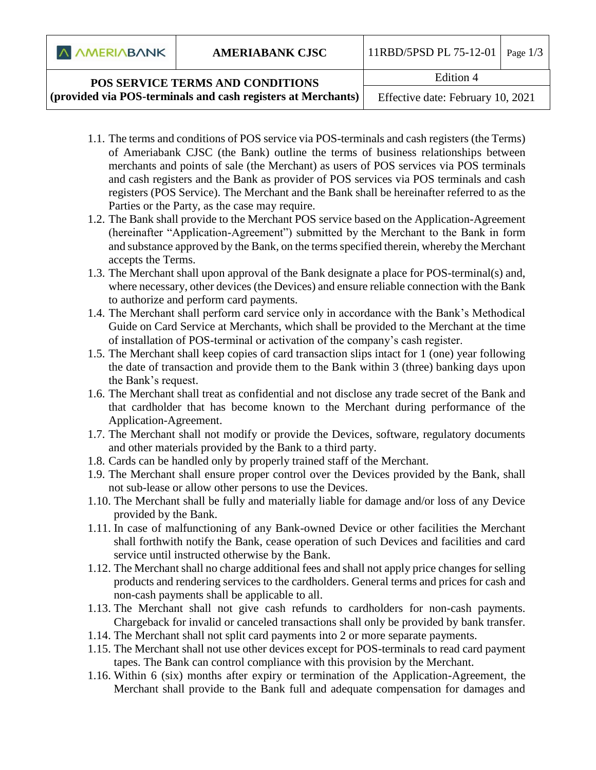# POS SERVICE TERMS AND CONDITIONS
## (provided via POS-terminals and cash registers at Merchants)

1.1. The terms and conditions of POS service via POS-terminals and cash registers (the Terms) of Ameriabank CJSC (the Bank) outline the terms of business relationships between merchants and points of sale (the Merchant) as users of POS services via POS terminals and cash registers and the Bank as provider of POS services via POS terminals and cash registers (POS Service). The Merchant and the Bank shall be hereinafter referred to as the Parties or the Party, as the case may require.

1.2. The Bank shall provide to the Merchant POS service based on the Application-Agreement (hereinafter "Application-Agreement") submitted by the Merchant to the Bank in form and substance approved by the Bank, on the terms specified therein, whereby the Merchant accepts the Terms.

1.3. The Merchant shall upon approval of the Bank designate a place for POS-terminal(s) and, where necessary, other devices (the Devices) and ensure reliable connection with the Bank to authorize and perform card payments.

1.4. The Merchant shall perform card service only in accordance with the Bank's Methodical Guide on Card Service at Merchants, which shall be provided to the Merchant at the time of installation of POS-terminal or activation of the company's cash register.

1.5. The Merchant shall keep copies of card transaction slips intact for 1 (one) year following the date of transaction and provide them to the Bank within 3 (three) banking days upon the Bank's request.

1.6. The Merchant shall treat as confidential and not disclose any trade secret of the Bank and that cardholder that has become known to the Merchant during performance of the Application-Agreement.

1.7. The Merchant shall not modify or provide the Devices, software, regulatory documents and other materials provided by the Bank to a third party.

1.8. Cards can be handled only by properly trained staff of the Merchant.

1.9. The Merchant shall ensure proper control over the Devices provided by the Bank, shall not sub-lease or allow other persons to use the Devices.

1.10. The Merchant shall be fully and materially liable for damage and/or loss of any Device provided by the Bank.

1.11. In case of malfunctioning of any Bank-owned Device or other facilities the Merchant shall forthwith notify the Bank, cease operation of such Devices and facilities and card service until instructed otherwise by the Bank.

1.12. The Merchant shall no charge additional fees and shall not apply price changes for selling products and rendering services to the cardholders. General terms and prices for cash and non-cash payments shall be applicable to all.

1.13. The Merchant shall not give cash refunds to cardholders for non-cash payments. Chargeback for invalid or canceled transactions shall only be provided by bank transfer.

1.14. The Merchant shall not split card payments into 2 or more separate payments.

1.15. The Merchant shall not use other devices except for POS-terminals to read card payment tapes. The Bank can control compliance with this provision by the Merchant.

1.16. Within 6 (six) months after expiry or termination of the Application-Agreement, the Merchant shall provide to the Bank full and adequate compensation for damages and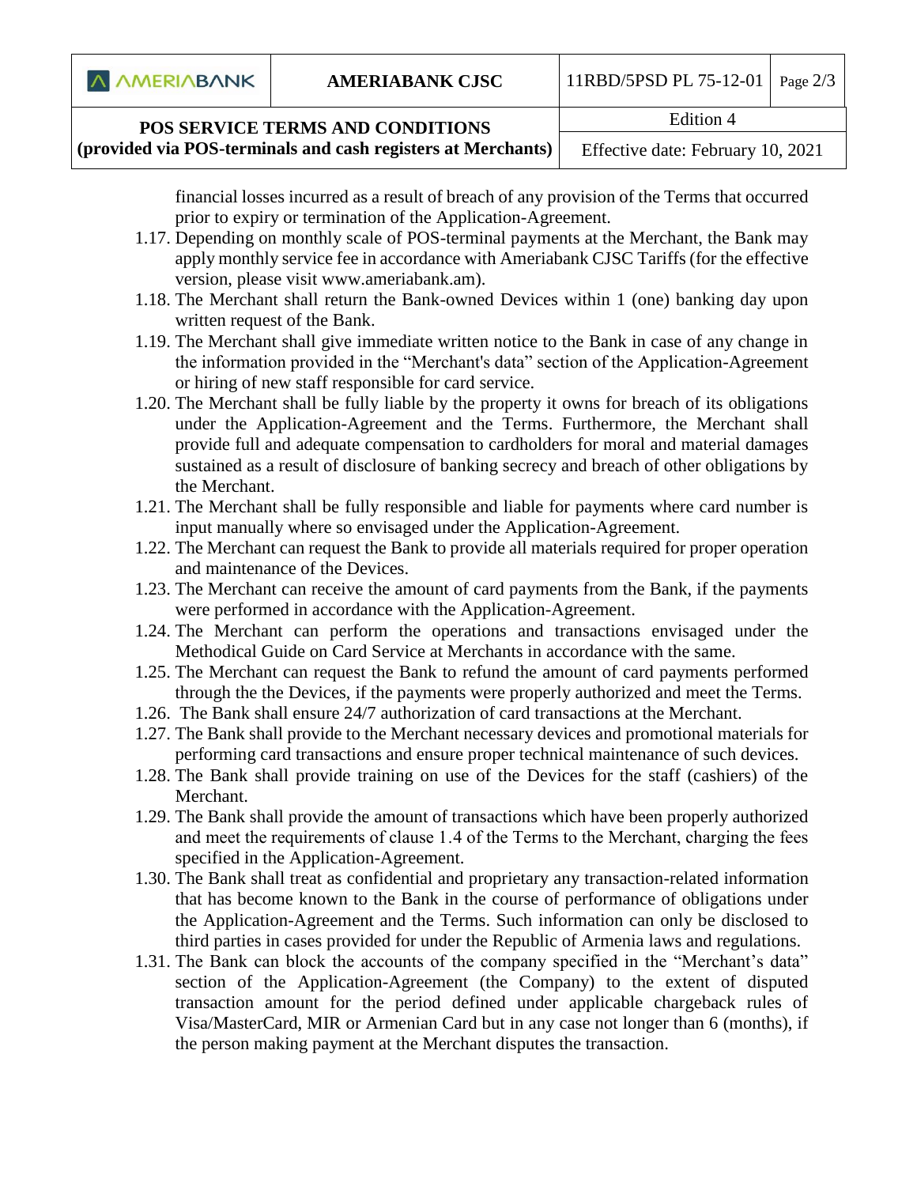financial losses incurred as a result of breach of any provision of the Terms that occurred prior to expiry or termination of the Application-Agreement.

1.17. Depending on monthly scale of POS-terminal payments at the Merchant, the Bank may apply monthly service fee in accordance with Ameriabank CJSC Tariffs (for the effective version, please visit www.ameriabank.am).

1.18. The Merchant shall return the Bank-owned Devices within 1 (one) banking day upon written request of the Bank.

1.19. The Merchant shall give immediate written notice to the Bank in case of any change in the information provided in the "Merchant's data" section of the Application-Agreement or hiring of new staff responsible for card service.

1.20. The Merchant shall be fully liable by the property it owns for breach of its obligations under the Application-Agreement and the Terms. Furthermore, the Merchant shall provide full and adequate compensation to cardholders for moral and material damages sustained as a result of disclosure of banking secrecy and breach of other obligations by the Merchant.

1.21. The Merchant shall be fully responsible and liable for payments where card number is input manually where so envisaged under the Application-Agreement.

1.22. The Merchant can request the Bank to provide all materials required for proper operation and maintenance of the Devices.

1.23. The Merchant can receive the amount of card payments from the Bank, if the payments were performed in accordance with the Application-Agreement.

1.24. The Merchant can perform the operations and transactions envisaged under the Methodical Guide on Card Service at Merchants in accordance with the same.

1.25. The Merchant can request the Bank to refund the amount of card payments performed through the the Devices, if the payments were properly authorized and meet the Terms.

1.26. The Bank shall ensure 24/7 authorization of card transactions at the Merchant.

1.27. The Bank shall provide to the Merchant necessary devices and promotional materials for performing card transactions and ensure proper technical maintenance of such devices.

1.28. The Bank shall provide training on use of the Devices for the staff (cashiers) of the Merchant.

1.29. The Bank shall provide the amount of transactions which have been properly authorized and meet the requirements of clause 1.4 of the Terms to the Merchant, charging the fees specified in the Application-Agreement.

1.30. The Bank shall treat as confidential and proprietary any transaction-related information that has become known to the Bank in the course of performance of obligations under the Application-Agreement and the Terms. Such information can only be disclosed to third parties in cases provided for under the Republic of Armenia laws and regulations.

1.31. The Bank can block the accounts of the company specified in the "Merchant's data" section of the Application-Agreement (the Company) to the extent of disputed transaction amount for the period defined under applicable chargeback rules of Visa/MasterCard, MIR or Armenian Card but in any case not longer than 6 (months), if the person making payment at the Merchant disputes the transaction.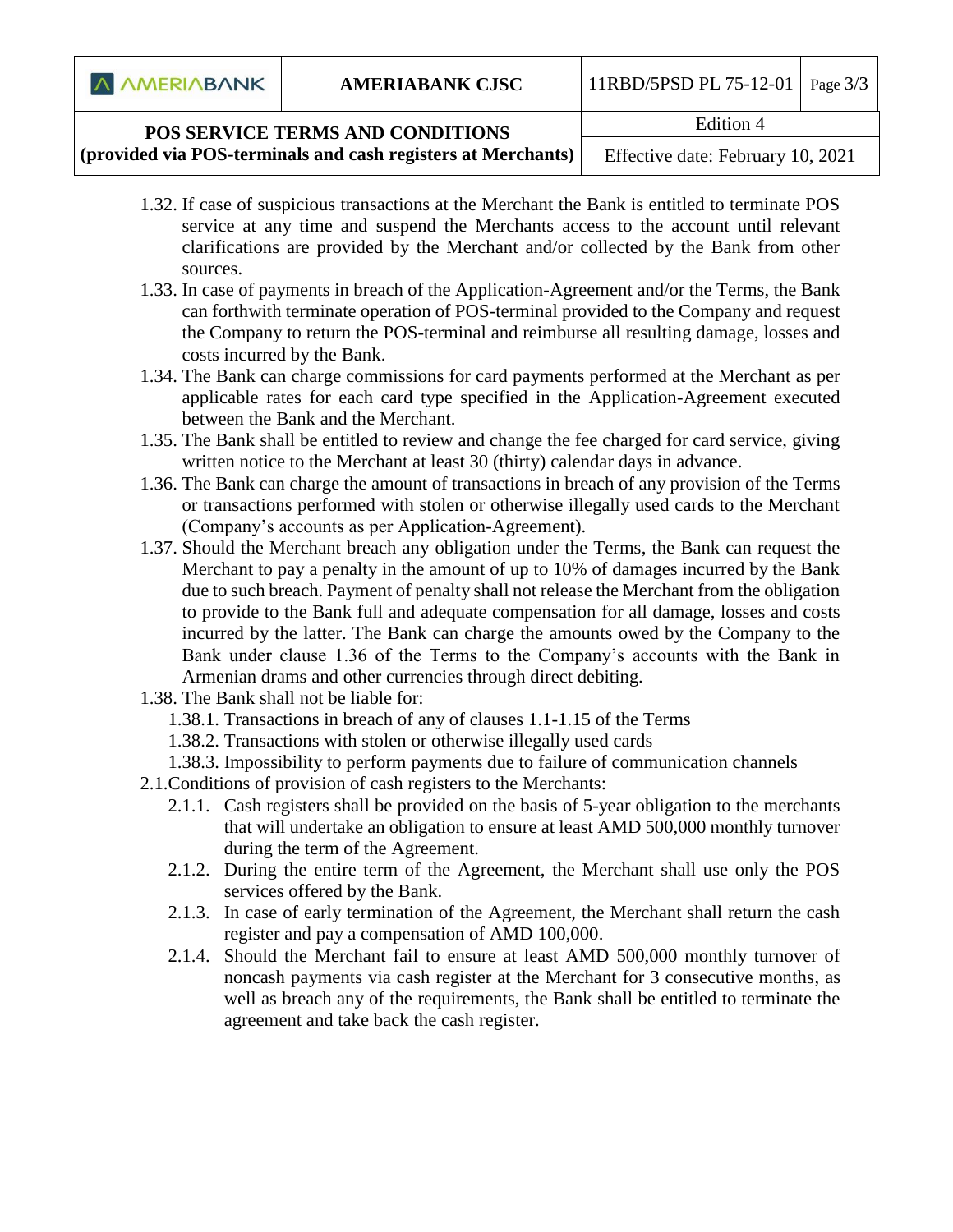1.32. If case of suspicious transactions at the Merchant the Bank is entitled to terminate POS service at any time and suspend the Merchants access to the account until relevant clarifications are provided by the Merchant and/or collected by the Bank from other sources.

1.33. In case of payments in breach of the Application-Agreement and/or the Terms, the Bank can forthwith terminate operation of POS-terminal provided to the Company and request the Company to return the POS-terminal and reimburse all resulting damage, losses and costs incurred by the Bank.

1.34. The Bank can charge commissions for card payments performed at the Merchant as per applicable rates for each card type specified in the Application-Agreement executed between the Bank and the Merchant.

1.35. The Bank shall be entitled to review and change the fee charged for card service, giving written notice to the Merchant at least 30 (thirty) calendar days in advance.

1.36. The Bank can charge the amount of transactions in breach of any provision of the Terms or transactions performed with stolen or otherwise illegally used cards to the Merchant (Company's accounts as per Application-Agreement).

1.37. Should the Merchant breach any obligation under the Terms, the Bank can request the Merchant to pay a penalty in the amount of up to 10% of damages incurred by the Bank due to such breach. Payment of penalty shall not release the Merchant from the obligation to provide to the Bank full and adequate compensation for all damage, losses and costs incurred by the latter. The Bank can charge the amounts owed by the Company to the Bank under clause 1.36 of the Terms to the Company's accounts with the Bank in Armenian drams and other currencies through direct debiting.

1.38. The Bank shall not be liable for:

1.38.1. Transactions in breach of any of clauses 1.1-1.15 of the Terms

1.38.2. Transactions with stolen or otherwise illegally used cards

1.38.3. Impossibility to perform payments due to failure of communication channels

2.1. Conditions of provision of cash registers to the Merchants:

2.1.1. Cash registers shall be provided on the basis of 5-year obligation to the merchants that will undertake an obligation to ensure at least AMD 500,000 monthly turnover during the term of the Agreement.

2.1.2. During the entire term of the Agreement, the Merchant shall use only the POS services offered by the Bank.

2.1.3. In case of early termination of the Agreement, the Merchant shall return the cash register and pay a compensation of AMD 100,000.

2.1.4. Should the Merchant fail to ensure at least AMD 500,000 monthly turnover of noncash payments via cash register at the Merchant for 3 consecutive months, as well as breach any of the requirements, the Bank shall be entitled to terminate the agreement and take back the cash register.